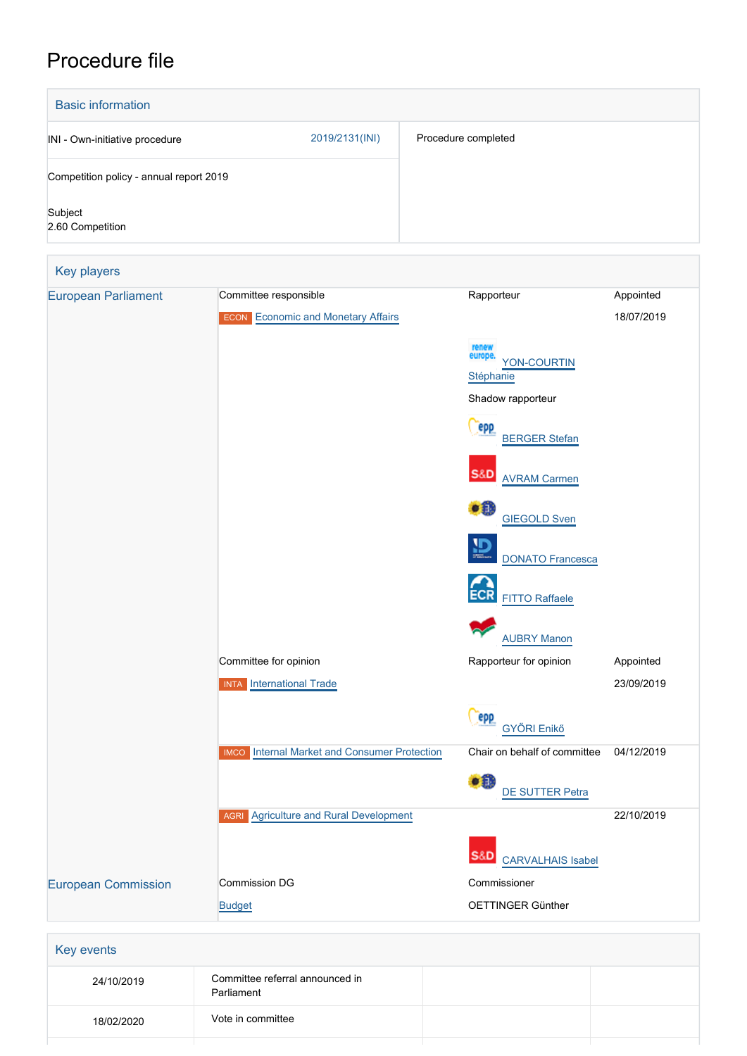# Procedure file

## Basic information

| | | |
|---|---|---|
| INI - Own-initiative procedure | 2019/2131(INI) | Procedure completed |
| Competition policy - annual report 2019 | | |
| Subject<br>2.60 Competition | | |

## Key players

| | | | |
|---|---|---|---|
| European Parliament | Committee responsible | Rapporteur | Appointed |
| | ECON Economic and Monetary Affairs | | 18/07/2019 |
| | | YON-COURTIN Stéphanie | |
| | | Shadow rapporteur | |
| | | BERGER Stefan | |
| | | AVRAM Carmen | |
| | | GIEGOLD Sven | |
| | | DONATO Francesca | |
| | | FITTO Raffaele | |
| | | AUBRY Manon | |
| | Committee for opinion | Rapporteur for opinion | Appointed |
| | INTA International Trade | | 23/09/2019 |
| | | GYŐRI Enikő | |
| | IMCO Internal Market and Consumer Protection | Chair on behalf of committee | 04/12/2019 |
| | | DE SUTTER Petra | |
| | AGRI Agriculture and Rural Development | | 22/10/2019 |
| | | CARVALHAIS Isabel | |
| European Commission | Commission DG | Commissioner | |
| | Budget | OETTINGER Günther | |

## Key events

| | | | |
|---|---|---|---|
| 24/10/2019 | Committee referral announced in Parliament | | |
| 18/02/2020 | Vote in committee | | |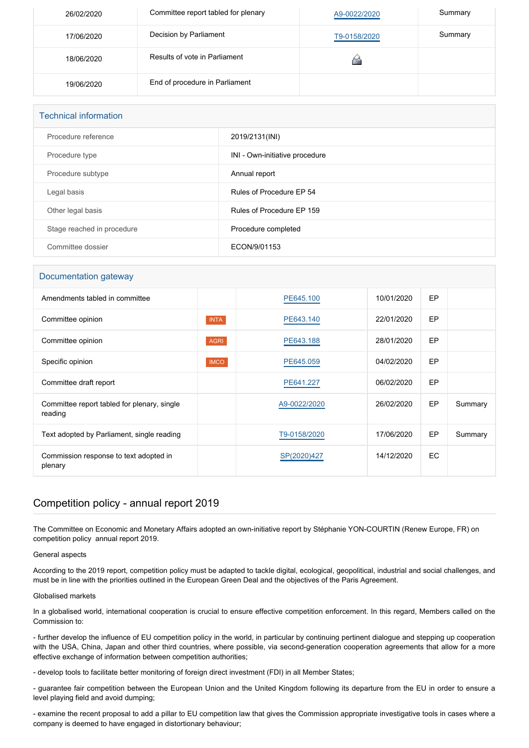| 26/02/2020 | Committee report tabled for plenary | A9-0022/2020 | Summary |
|---|---|---|---|
| 17/06/2020 | Decision by Parliament | T9-0158/2020 | Summary |
| 18/06/2020 | Results of vote in Parliament | | |
| 19/06/2020 | End of procedure in Parliament | | |

## Technical information

| | |
|---|---|
| Procedure reference | 2019/2131(INI) |
| Procedure type | INI - Own-initiative procedure |
| Procedure subtype | Annual report |
| Legal basis | Rules of Procedure EP 54 |
| Other legal basis | Rules of Procedure EP 159 |
| Stage reached in procedure | Procedure completed |
| Committee dossier | ECON/9/01153 |

## Documentation gateway

| | | | | | |
|---|---|---|---|---|---|
| Amendments tabled in committee | | PE645.100 | 10/01/2020 | EP | |
| Committee opinion | INTA | PE643.140 | 22/01/2020 | EP | |
| Committee opinion | AGRI | PE643.188 | 28/01/2020 | EP | |
| Specific opinion | IMCO | PE645.059 | 04/02/2020 | EP | |
| Committee draft report | | PE641.227 | 06/02/2020 | EP | |
| Committee report tabled for plenary, single reading | | A9-0022/2020 | 26/02/2020 | EP | Summary |
| Text adopted by Parliament, single reading | | T9-0158/2020 | 17/06/2020 | EP | Summary |
| Commission response to text adopted in plenary | | SP(2020)427 | 14/12/2020 | EC | |

## Competition policy - annual report 2019

The Committee on Economic and Monetary Affairs adopted an own-initiative report by Stéphanie YON-COURTIN (Renew Europe, FR) on competition policy  annual report 2019.

General aspects

According to the 2019 report, competition policy must be adapted to tackle digital, ecological, geopolitical, industrial and social challenges, and must be in line with the priorities outlined in the European Green Deal and the objectives of the Paris Agreement.

Globalised markets

In a globalised world, international cooperation is crucial to ensure effective competition enforcement. In this regard, Members called on the Commission to:

- further develop the influence of EU competition policy in the world, in particular by continuing pertinent dialogue and stepping up cooperation with the USA, China, Japan and other third countries, where possible, via second-generation cooperation agreements that allow for a more effective exchange of information between competition authorities;

- develop tools to facilitate better monitoring of foreign direct investment (FDI) in all Member States;

- guarantee fair competition between the European Union and the United Kingdom following its departure from the EU in order to ensure a level playing field and avoid dumping;

- examine the recent proposal to add a pillar to EU competition law that gives the Commission appropriate investigative tools in cases where a company is deemed to have engaged in distortionary behaviour;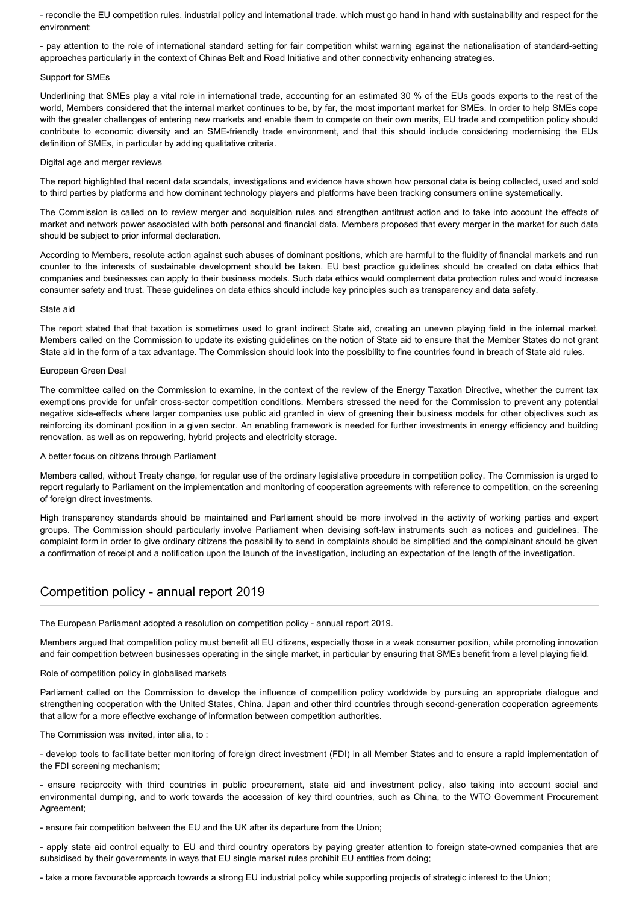- reconcile the EU competition rules, industrial policy and international trade, which must go hand in hand with sustainability and respect for the environment;

- pay attention to the role of international standard setting for fair competition whilst warning against the nationalisation of standard-setting approaches particularly in the context of Chinas Belt and Road Initiative and other connectivity enhancing strategies.

Support for SMEs

Underlining that SMEs play a vital role in international trade, accounting for an estimated 30 % of the EUs goods exports to the rest of the world, Members considered that the internal market continues to be, by far, the most important market for SMEs. In order to help SMEs cope with the greater challenges of entering new markets and enable them to compete on their own merits, EU trade and competition policy should contribute to economic diversity and an SME-friendly trade environment, and that this should include considering modernising the EUs definition of SMEs, in particular by adding qualitative criteria.

Digital age and merger reviews

The report highlighted that recent data scandals, investigations and evidence have shown how personal data is being collected, used and sold to third parties by platforms and how dominant technology players and platforms have been tracking consumers online systematically.

The Commission is called on to review merger and acquisition rules and strengthen antitrust action and to take into account the effects of market and network power associated with both personal and financial data. Members proposed that every merger in the market for such data should be subject to prior informal declaration.

According to Members, resolute action against such abuses of dominant positions, which are harmful to the fluidity of financial markets and run counter to the interests of sustainable development should be taken. EU best practice guidelines should be created on data ethics that companies and businesses can apply to their business models. Such data ethics would complement data protection rules and would increase consumer safety and trust. These guidelines on data ethics should include key principles such as transparency and data safety.

State aid

The report stated that that taxation is sometimes used to grant indirect State aid, creating an uneven playing field in the internal market. Members called on the Commission to update its existing guidelines on the notion of State aid to ensure that the Member States do not grant State aid in the form of a tax advantage. The Commission should look into the possibility to fine countries found in breach of State aid rules.

European Green Deal

The committee called on the Commission to examine, in the context of the review of the Energy Taxation Directive, whether the current tax exemptions provide for unfair cross-sector competition conditions. Members stressed the need for the Commission to prevent any potential negative side-effects where larger companies use public aid granted in view of greening their business models for other objectives such as reinforcing its dominant position in a given sector. An enabling framework is needed for further investments in energy efficiency and building renovation, as well as on repowering, hybrid projects and electricity storage.

A better focus on citizens through Parliament

Members called, without Treaty change, for regular use of the ordinary legislative procedure in competition policy. The Commission is urged to report regularly to Parliament on the implementation and monitoring of cooperation agreements with reference to competition, on the screening of foreign direct investments.

High transparency standards should be maintained and Parliament should be more involved in the activity of working parties and expert groups. The Commission should particularly involve Parliament when devising soft-law instruments such as notices and guidelines. The complaint form in order to give ordinary citizens the possibility to send in complaints should be simplified and the complainant should be given a confirmation of receipt and a notification upon the launch of the investigation, including an expectation of the length of the investigation.

## Competition policy - annual report 2019

The European Parliament adopted a resolution on competition policy - annual report 2019.

Members argued that competition policy must benefit all EU citizens, especially those in a weak consumer position, while promoting innovation and fair competition between businesses operating in the single market, in particular by ensuring that SMEs benefit from a level playing field.

Role of competition policy in globalised markets

Parliament called on the Commission to develop the influence of competition policy worldwide by pursuing an appropriate dialogue and strengthening cooperation with the United States, China, Japan and other third countries through second-generation cooperation agreements that allow for a more effective exchange of information between competition authorities.

The Commission was invited, inter alia, to :

- develop tools to facilitate better monitoring of foreign direct investment (FDI) in all Member States and to ensure a rapid implementation of the FDI screening mechanism;

- ensure reciprocity with third countries in public procurement, state aid and investment policy, also taking into account social and environmental dumping, and to work towards the accession of key third countries, such as China, to the WTO Government Procurement Agreement;

- ensure fair competition between the EU and the UK after its departure from the Union;

- apply state aid control equally to EU and third country operators by paying greater attention to foreign state-owned companies that are subsidised by their governments in ways that EU single market rules prohibit EU entities from doing;

- take a more favourable approach towards a strong EU industrial policy while supporting projects of strategic interest to the Union;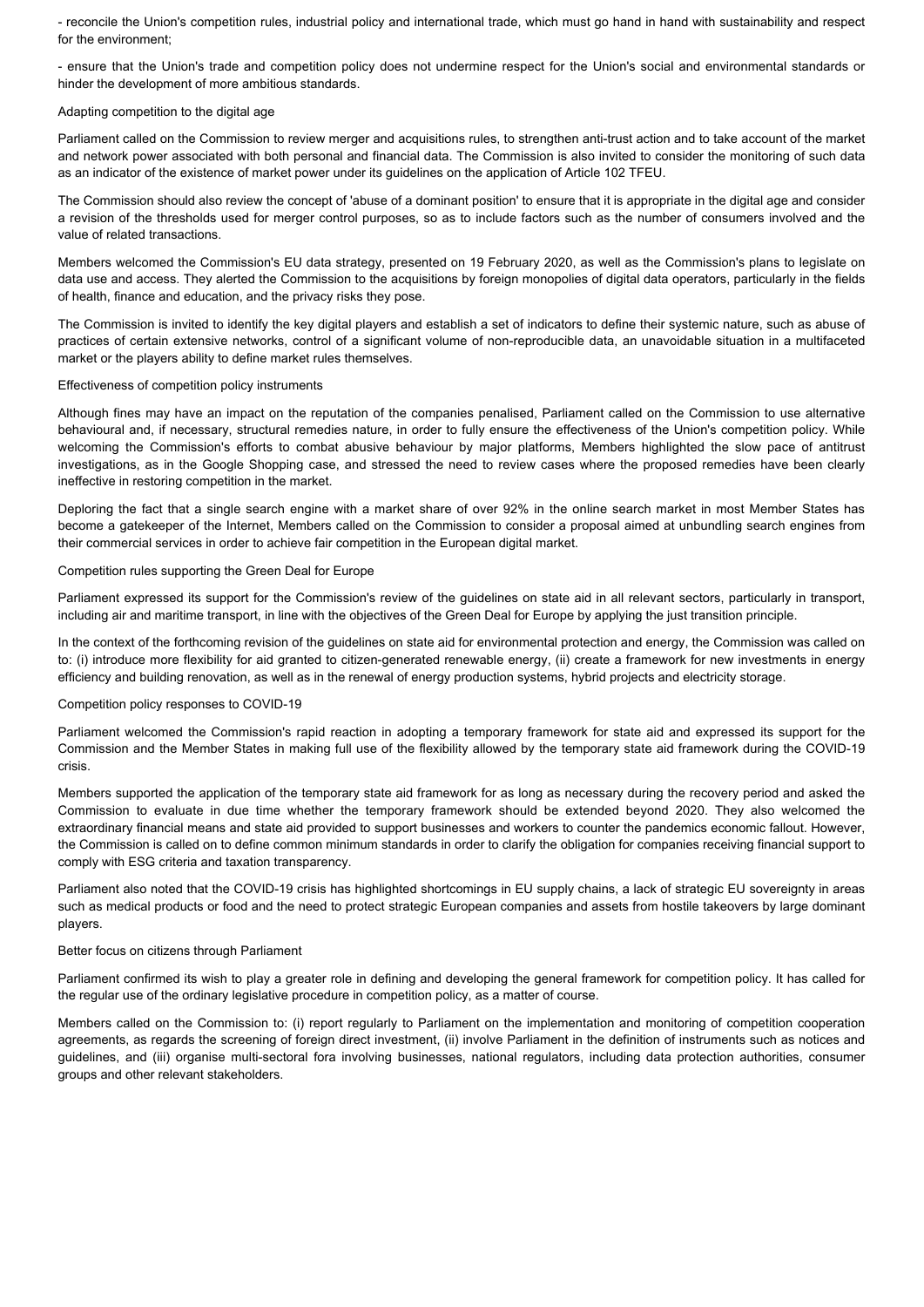- reconcile the Union's competition rules, industrial policy and international trade, which must go hand in hand with sustainability and respect for the environment;

- ensure that the Union's trade and competition policy does not undermine respect for the Union's social and environmental standards or hinder the development of more ambitious standards.

Adapting competition to the digital age

Parliament called on the Commission to review merger and acquisitions rules, to strengthen anti-trust action and to take account of the market and network power associated with both personal and financial data. The Commission is also invited to consider the monitoring of such data as an indicator of the existence of market power under its guidelines on the application of Article 102 TFEU.

The Commission should also review the concept of 'abuse of a dominant position' to ensure that it is appropriate in the digital age and consider a revision of the thresholds used for merger control purposes, so as to include factors such as the number of consumers involved and the value of related transactions.

Members welcomed the Commission's EU data strategy, presented on 19 February 2020, as well as the Commission's plans to legislate on data use and access. They alerted the Commission to the acquisitions by foreign monopolies of digital data operators, particularly in the fields of health, finance and education, and the privacy risks they pose.

The Commission is invited to identify the key digital players and establish a set of indicators to define their systemic nature, such as abuse of practices of certain extensive networks, control of a significant volume of non-reproducible data, an unavoidable situation in a multifaceted market or the players ability to define market rules themselves.

Effectiveness of competition policy instruments

Although fines may have an impact on the reputation of the companies penalised, Parliament called on the Commission to use alternative behavioural and, if necessary, structural remedies nature, in order to fully ensure the effectiveness of the Union's competition policy. While welcoming the Commission's efforts to combat abusive behaviour by major platforms, Members highlighted the slow pace of antitrust investigations, as in the Google Shopping case, and stressed the need to review cases where the proposed remedies have been clearly ineffective in restoring competition in the market.

Deploring the fact that a single search engine with a market share of over 92% in the online search market in most Member States has become a gatekeeper of the Internet, Members called on the Commission to consider a proposal aimed at unbundling search engines from their commercial services in order to achieve fair competition in the European digital market.

Competition rules supporting the Green Deal for Europe

Parliament expressed its support for the Commission's review of the guidelines on state aid in all relevant sectors, particularly in transport, including air and maritime transport, in line with the objectives of the Green Deal for Europe by applying the just transition principle.

In the context of the forthcoming revision of the guidelines on state aid for environmental protection and energy, the Commission was called on to: (i) introduce more flexibility for aid granted to citizen-generated renewable energy, (ii) create a framework for new investments in energy efficiency and building renovation, as well as in the renewal of energy production systems, hybrid projects and electricity storage.

Competition policy responses to COVID-19

Parliament welcomed the Commission's rapid reaction in adopting a temporary framework for state aid and expressed its support for the Commission and the Member States in making full use of the flexibility allowed by the temporary state aid framework during the COVID-19 crisis.

Members supported the application of the temporary state aid framework for as long as necessary during the recovery period and asked the Commission to evaluate in due time whether the temporary framework should be extended beyond 2020. They also welcomed the extraordinary financial means and state aid provided to support businesses and workers to counter the pandemics economic fallout. However, the Commission is called on to define common minimum standards in order to clarify the obligation for companies receiving financial support to comply with ESG criteria and taxation transparency.

Parliament also noted that the COVID-19 crisis has highlighted shortcomings in EU supply chains, a lack of strategic EU sovereignty in areas such as medical products or food and the need to protect strategic European companies and assets from hostile takeovers by large dominant players.

Better focus on citizens through Parliament

Parliament confirmed its wish to play a greater role in defining and developing the general framework for competition policy. It has called for the regular use of the ordinary legislative procedure in competition policy, as a matter of course.

Members called on the Commission to: (i) report regularly to Parliament on the implementation and monitoring of competition cooperation agreements, as regards the screening of foreign direct investment, (ii) involve Parliament in the definition of instruments such as notices and guidelines, and (iii) organise multi-sectoral fora involving businesses, national regulators, including data protection authorities, consumer groups and other relevant stakeholders.